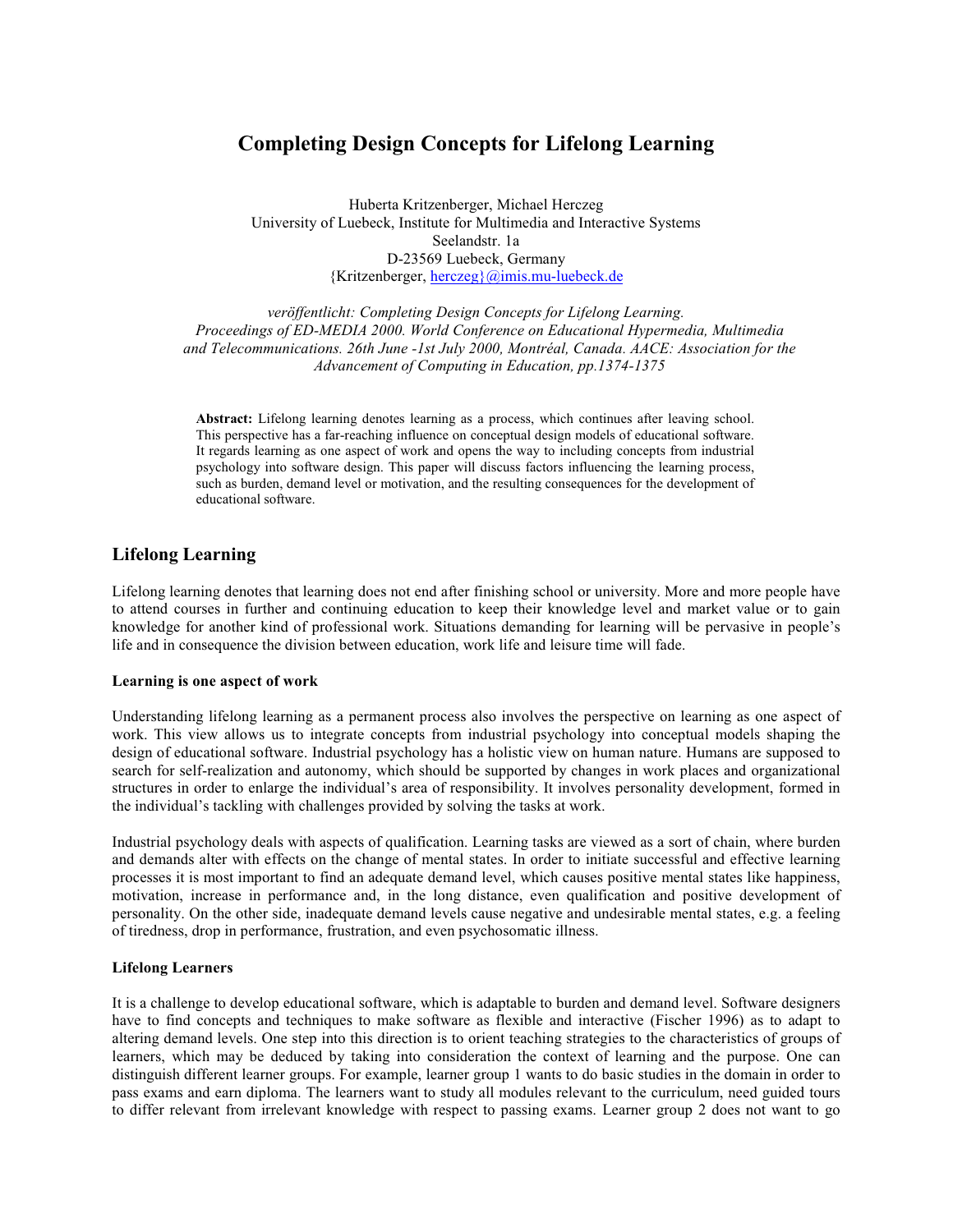# Completing Design Concepts for Lifelong Learning

Huberta Kritzenberger, Michael Herczeg
University of Luebeck, Institute for Multimedia and Interactive Systems
Seelandstr. 1a
D-23569 Luebeck, Germany
{Kritzenberger, herczeg}@imis.mu-luebeck.de

*veröffentlicht: Completing Design Concepts for Lifelong Learning. Proceedings of ED-MEDIA 2000. World Conference on Educational Hypermedia, Multimedia and Telecommunications. 26th June -1st July 2000, Montréal, Canada. AACE: Association for the Advancement of Computing in Education, pp.1374-1375*

**Abstract:** Lifelong learning denotes learning as a process, which continues after leaving school. This perspective has a far-reaching influence on conceptual design models of educational software. It regards learning as one aspect of work and opens the way to including concepts from industrial psychology into software design. This paper will discuss factors influencing the learning process, such as burden, demand level or motivation, and the resulting consequences for the development of educational software.

## Lifelong Learning

Lifelong learning denotes that learning does not end after finishing school or university. More and more people have to attend courses in further and continuing education to keep their knowledge level and market value or to gain knowledge for another kind of professional work. Situations demanding for learning will be pervasive in people's life and in consequence the division between education, work life and leisure time will fade.

### Learning is one aspect of work

Understanding lifelong learning as a permanent process also involves the perspective on learning as one aspect of work. This view allows us to integrate concepts from industrial psychology into conceptual models shaping the design of educational software. Industrial psychology has a holistic view on human nature. Humans are supposed to search for self-realization and autonomy, which should be supported by changes in work places and organizational structures in order to enlarge the individual's area of responsibility. It involves personality development, formed in the individual's tackling with challenges provided by solving the tasks at work.

Industrial psychology deals with aspects of qualification. Learning tasks are viewed as a sort of chain, where burden and demands alter with effects on the change of mental states. In order to initiate successful and effective learning processes it is most important to find an adequate demand level, which causes positive mental states like happiness, motivation, increase in performance and, in the long distance, even qualification and positive development of personality. On the other side, inadequate demand levels cause negative and undesirable mental states, e.g. a feeling of tiredness, drop in performance, frustration, and even psychosomatic illness.

### Lifelong Learners

It is a challenge to develop educational software, which is adaptable to burden and demand level. Software designers have to find concepts and techniques to make software as flexible and interactive (Fischer 1996) as to adapt to altering demand levels. One step into this direction is to orient teaching strategies to the characteristics of groups of learners, which may be deduced by taking into consideration the context of learning and the purpose. One can distinguish different learner groups. For example, learner group 1 wants to do basic studies in the domain in order to pass exams and earn diploma. The learners want to study all modules relevant to the curriculum, need guided tours to differ relevant from irrelevant knowledge with respect to passing exams. Learner group 2 does not want to go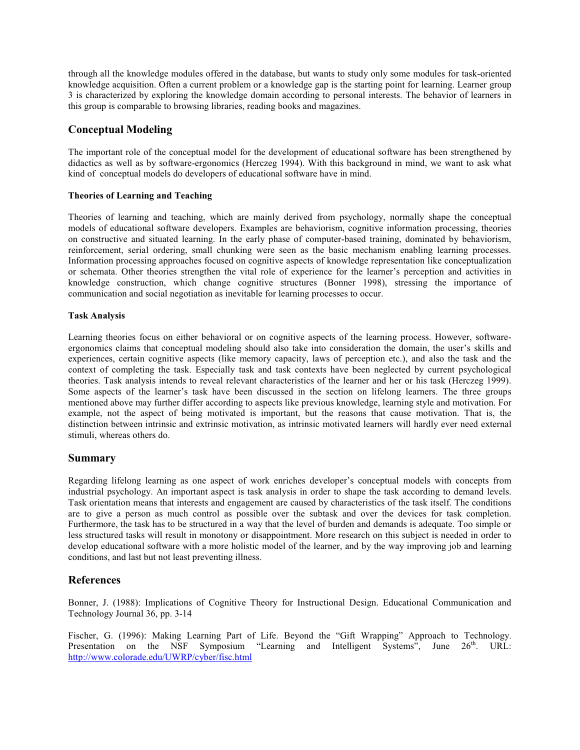through all the knowledge modules offered in the database, but wants to study only some modules for task-oriented knowledge acquisition. Often a current problem or a knowledge gap is the starting point for learning. Learner group 3 is characterized by exploring the knowledge domain according to personal interests. The behavior of learners in this group is comparable to browsing libraries, reading books and magazines.

## Conceptual Modeling

The important role of the conceptual model for the development of educational software has been strengthened by didactics as well as by software-ergonomics (Herczeg 1994). With this background in mind, we want to ask what kind of conceptual models do developers of educational software have in mind.

#### Theories of Learning and Teaching

Theories of learning and teaching, which are mainly derived from psychology, normally shape the conceptual models of educational software developers. Examples are behaviorism, cognitive information processing, theories on constructive and situated learning. In the early phase of computer-based training, dominated by behaviorism, reinforcement, serial ordering, small chunking were seen as the basic mechanism enabling learning processes. Information processing approaches focused on cognitive aspects of knowledge representation like conceptualization or schemata. Other theories strengthen the vital role of experience for the learner's perception and activities in knowledge construction, which change cognitive structures (Bonner 1998), stressing the importance of communication and social negotiation as inevitable for learning processes to occur.

#### Task Analysis

Learning theories focus on either behavioral or on cognitive aspects of the learning process. However, software-ergonomics claims that conceptual modeling should also take into consideration the domain, the user's skills and experiences, certain cognitive aspects (like memory capacity, laws of perception etc.), and also the task and the context of completing the task. Especially task and task contexts have been neglected by current psychological theories. Task analysis intends to reveal relevant characteristics of the learner and her or his task (Herczeg 1999). Some aspects of the learner's task have been discussed in the section on lifelong learners. The three groups mentioned above may further differ according to aspects like previous knowledge, learning style and motivation. For example, not the aspect of being motivated is important, but the reasons that cause motivation. That is, the distinction between intrinsic and extrinsic motivation, as intrinsic motivated learners will hardly ever need external stimuli, whereas others do.

## Summary

Regarding lifelong learning as one aspect of work enriches developer's conceptual models with concepts from industrial psychology. An important aspect is task analysis in order to shape the task according to demand levels. Task orientation means that interests and engagement are caused by characteristics of the task itself. The conditions are to give a person as much control as possible over the subtask and over the devices for task completion. Furthermore, the task has to be structured in a way that the level of burden and demands is adequate. Too simple or less structured tasks will result in monotony or disappointment. More research on this subject is needed in order to develop educational software with a more holistic model of the learner, and by the way improving job and learning conditions, and last but not least preventing illness.

## References

Bonner, J. (1988): Implications of Cognitive Theory for Instructional Design. Educational Communication and Technology Journal 36, pp. 3-14

Fischer, G. (1996): Making Learning Part of Life. Beyond the "Gift Wrapping" Approach to Technology. Presentation on the NSF Symposium "Learning and Intelligent Systems", June 26th. URL: http://www.colorade.edu/UWRP/cyber/fisc.html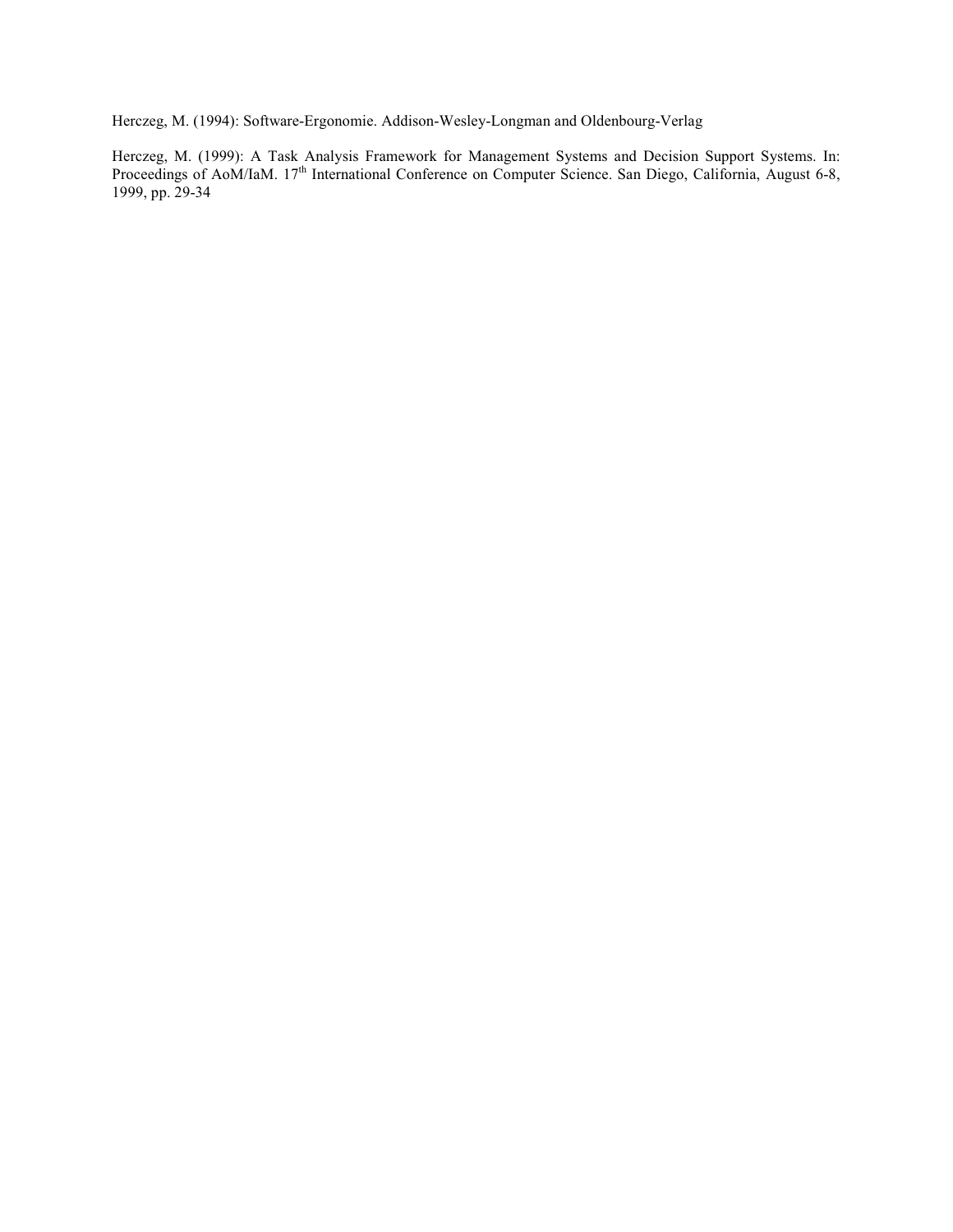Herczeg, M. (1994): Software-Ergonomie. Addison-Wesley-Longman and Oldenbourg-Verlag

Herczeg, M. (1999): A Task Analysis Framework for Management Systems and Decision Support Systems. In: Proceedings of AoM/IaM. 17th International Conference on Computer Science. San Diego, California, August 6-8, 1999, pp. 29-34